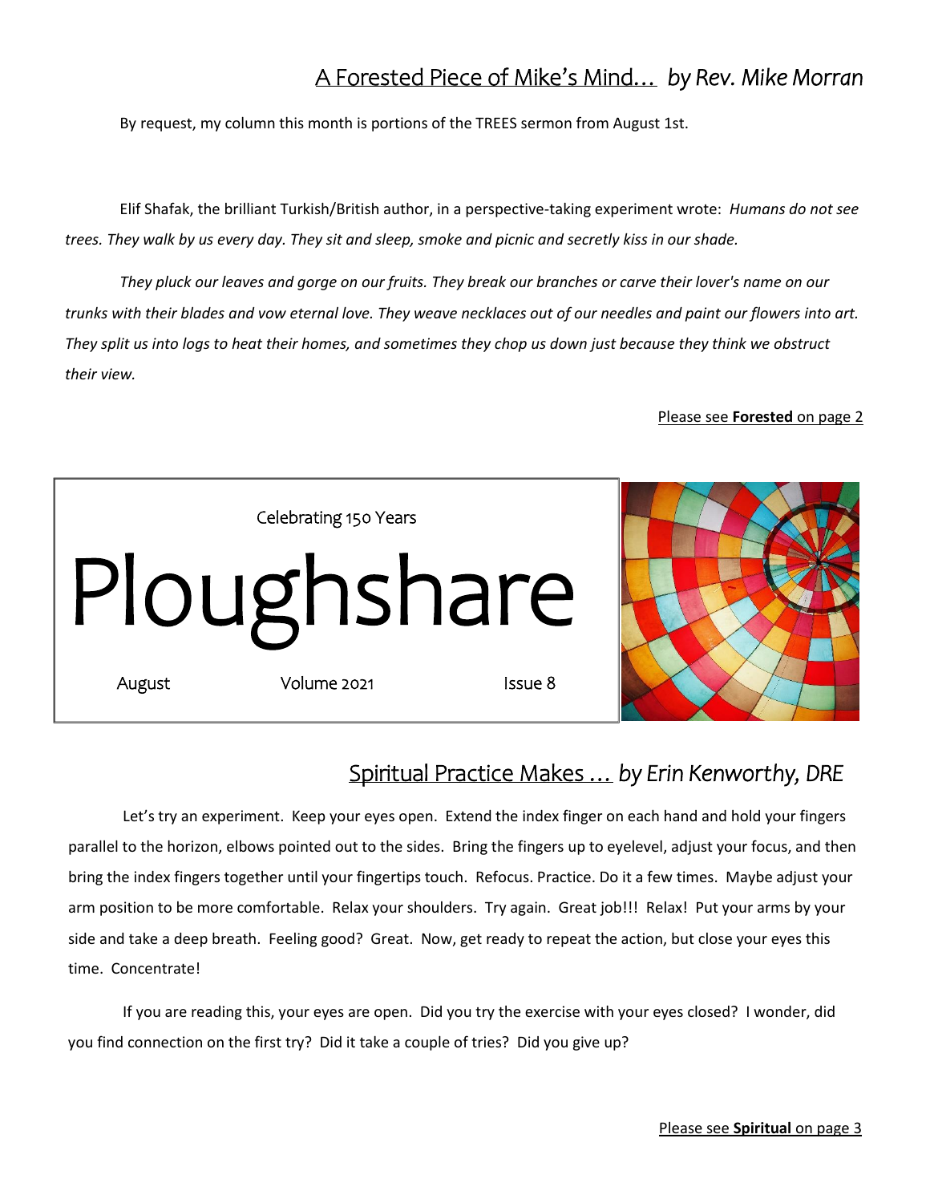## A Forested Piece of Mike's Mind… *by Rev. Mike Morran*

By request, my column this month is portions of the TREES sermon from August 1st.

Elif Shafak, the brilliant Turkish/British author, in a perspective-taking experiment wrote: *Humans do not see trees. They walk by us every day. They sit and sleep, smoke and picnic and secretly kiss in our shade.*

*They pluck our leaves and gorge on our fruits. They break our branches or carve their lover's name on our trunks with their blades and vow eternal love. They weave necklaces out of our needles and paint our flowers into art. They split us into logs to heat their homes, and sometimes they chop us down just because they think we obstruct their view.*

Please see **Forested** on page 2

Celebrating 150 Years

# Ploughshare

August | Volume 2021 | Issue 8

## Spiritual Practice Makes … *by Erin Kenworthy, DRE*

Let's try an experiment. Keep your eyes open. Extend the index finger on each hand and hold your fingers parallel to the horizon, elbows pointed out to the sides. Bring the fingers up to eyelevel, adjust your focus, and then bring the index fingers together until your fingertips touch. Refocus. Practice. Do it a few times. Maybe adjust your arm position to be more comfortable. Relax your shoulders. Try again. Great job!!! Relax! Put your arms by your side and take a deep breath. Feeling good? Great. Now, get ready to repeat the action, but close your eyes this time. Concentrate!

If you are reading this, your eyes are open. Did you try the exercise with your eyes closed? I wonder, did you find connection on the first try? Did it take a couple of tries? Did you give up?

Please see **Spiritual** on page 3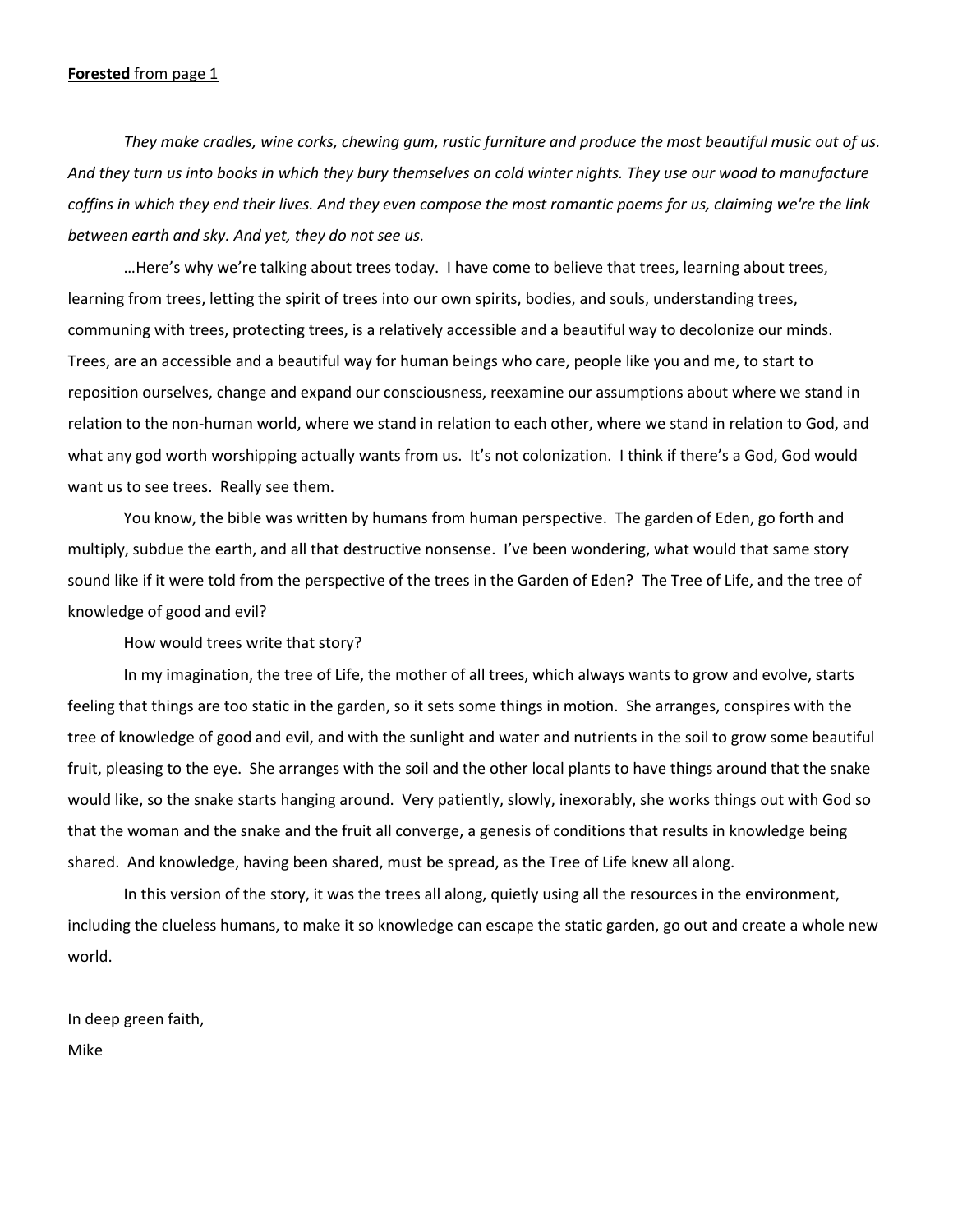**Forested** from page 1

*They make cradles, wine corks, chewing gum, rustic furniture and produce the most beautiful music out of us. And they turn us into books in which they bury themselves on cold winter nights. They use our wood to manufacture coffins in which they end their lives. And they even compose the most romantic poems for us, claiming we're the link between earth and sky. And yet, they do not see us.*

…Here's why we're talking about trees today. I have come to believe that trees, learning about trees, learning from trees, letting the spirit of trees into our own spirits, bodies, and souls, understanding trees, communing with trees, protecting trees, is a relatively accessible and a beautiful way to decolonize our minds. Trees, are an accessible and a beautiful way for human beings who care, people like you and me, to start to reposition ourselves, change and expand our consciousness, reexamine our assumptions about where we stand in relation to the non-human world, where we stand in relation to each other, where we stand in relation to God, and what any god worth worshipping actually wants from us. It's not colonization. I think if there's a God, God would want us to see trees. Really see them.

You know, the bible was written by humans from human perspective. The garden of Eden, go forth and multiply, subdue the earth, and all that destructive nonsense. I've been wondering, what would that same story sound like if it were told from the perspective of the trees in the Garden of Eden? The Tree of Life, and the tree of knowledge of good and evil?

How would trees write that story?

In my imagination, the tree of Life, the mother of all trees, which always wants to grow and evolve, starts feeling that things are too static in the garden, so it sets some things in motion. She arranges, conspires with the tree of knowledge of good and evil, and with the sunlight and water and nutrients in the soil to grow some beautiful fruit, pleasing to the eye. She arranges with the soil and the other local plants to have things around that the snake would like, so the snake starts hanging around. Very patiently, slowly, inexorably, she works things out with God so that the woman and the snake and the fruit all converge, a genesis of conditions that results in knowledge being shared. And knowledge, having been shared, must be spread, as the Tree of Life knew all along.

In this version of the story, it was the trees all along, quietly using all the resources in the environment, including the clueless humans, to make it so knowledge can escape the static garden, go out and create a whole new world.

In deep green faith,

Mike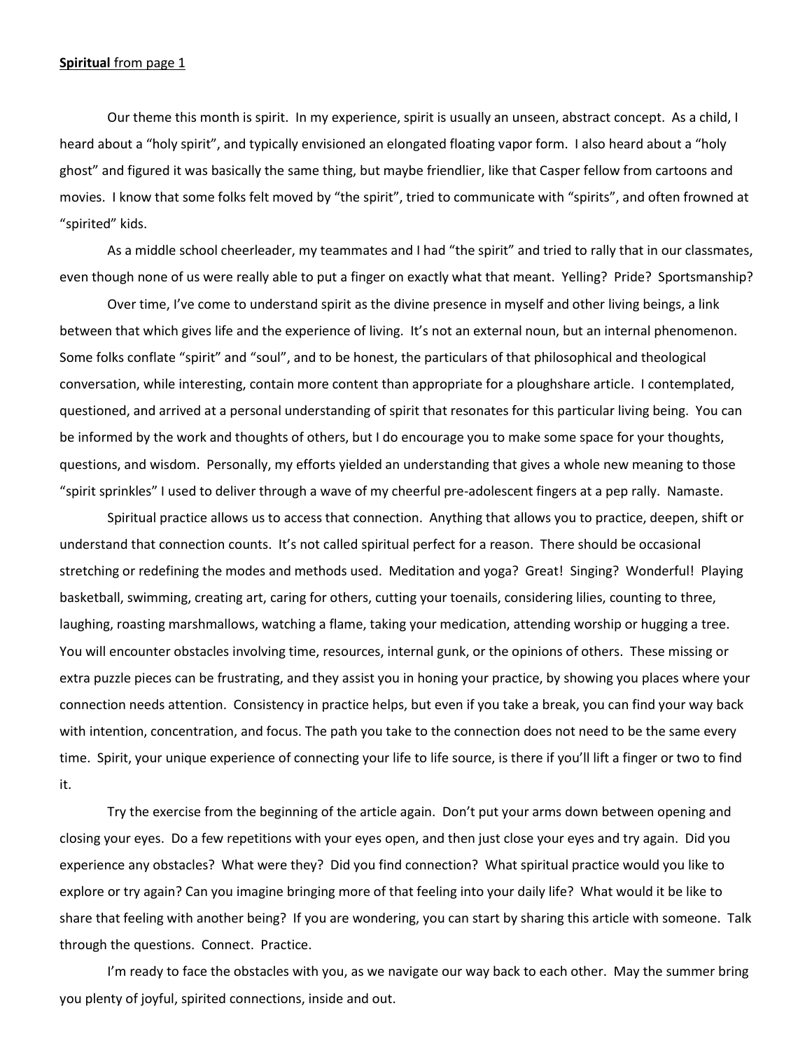**Spiritual** from page 1

Our theme this month is spirit. In my experience, spirit is usually an unseen, abstract concept. As a child, I heard about a "holy spirit", and typically envisioned an elongated floating vapor form. I also heard about a "holy ghost" and figured it was basically the same thing, but maybe friendlier, like that Casper fellow from cartoons and movies. I know that some folks felt moved by "the spirit", tried to communicate with "spirits", and often frowned at "spirited" kids.

As a middle school cheerleader, my teammates and I had "the spirit" and tried to rally that in our classmates, even though none of us were really able to put a finger on exactly what that meant. Yelling? Pride? Sportsmanship?

Over time, I've come to understand spirit as the divine presence in myself and other living beings, a link between that which gives life and the experience of living. It's not an external noun, but an internal phenomenon. Some folks conflate "spirit" and "soul", and to be honest, the particulars of that philosophical and theological conversation, while interesting, contain more content than appropriate for a ploughshare article. I contemplated, questioned, and arrived at a personal understanding of spirit that resonates for this particular living being. You can be informed by the work and thoughts of others, but I do encourage you to make some space for your thoughts, questions, and wisdom. Personally, my efforts yielded an understanding that gives a whole new meaning to those "spirit sprinkles" I used to deliver through a wave of my cheerful pre-adolescent fingers at a pep rally. Namaste.

Spiritual practice allows us to access that connection. Anything that allows you to practice, deepen, shift or understand that connection counts. It's not called spiritual perfect for a reason. There should be occasional stretching or redefining the modes and methods used. Meditation and yoga? Great! Singing? Wonderful! Playing basketball, swimming, creating art, caring for others, cutting your toenails, considering lilies, counting to three, laughing, roasting marshmallows, watching a flame, taking your medication, attending worship or hugging a tree. You will encounter obstacles involving time, resources, internal gunk, or the opinions of others. These missing or extra puzzle pieces can be frustrating, and they assist you in honing your practice, by showing you places where your connection needs attention. Consistency in practice helps, but even if you take a break, you can find your way back with intention, concentration, and focus. The path you take to the connection does not need to be the same every time. Spirit, your unique experience of connecting your life to life source, is there if you'll lift a finger or two to find it.

Try the exercise from the beginning of the article again. Don't put your arms down between opening and closing your eyes. Do a few repetitions with your eyes open, and then just close your eyes and try again. Did you experience any obstacles? What were they? Did you find connection? What spiritual practice would you like to explore or try again? Can you imagine bringing more of that feeling into your daily life? What would it be like to share that feeling with another being? If you are wondering, you can start by sharing this article with someone. Talk through the questions. Connect. Practice.

I'm ready to face the obstacles with you, as we navigate our way back to each other. May the summer bring you plenty of joyful, spirited connections, inside and out.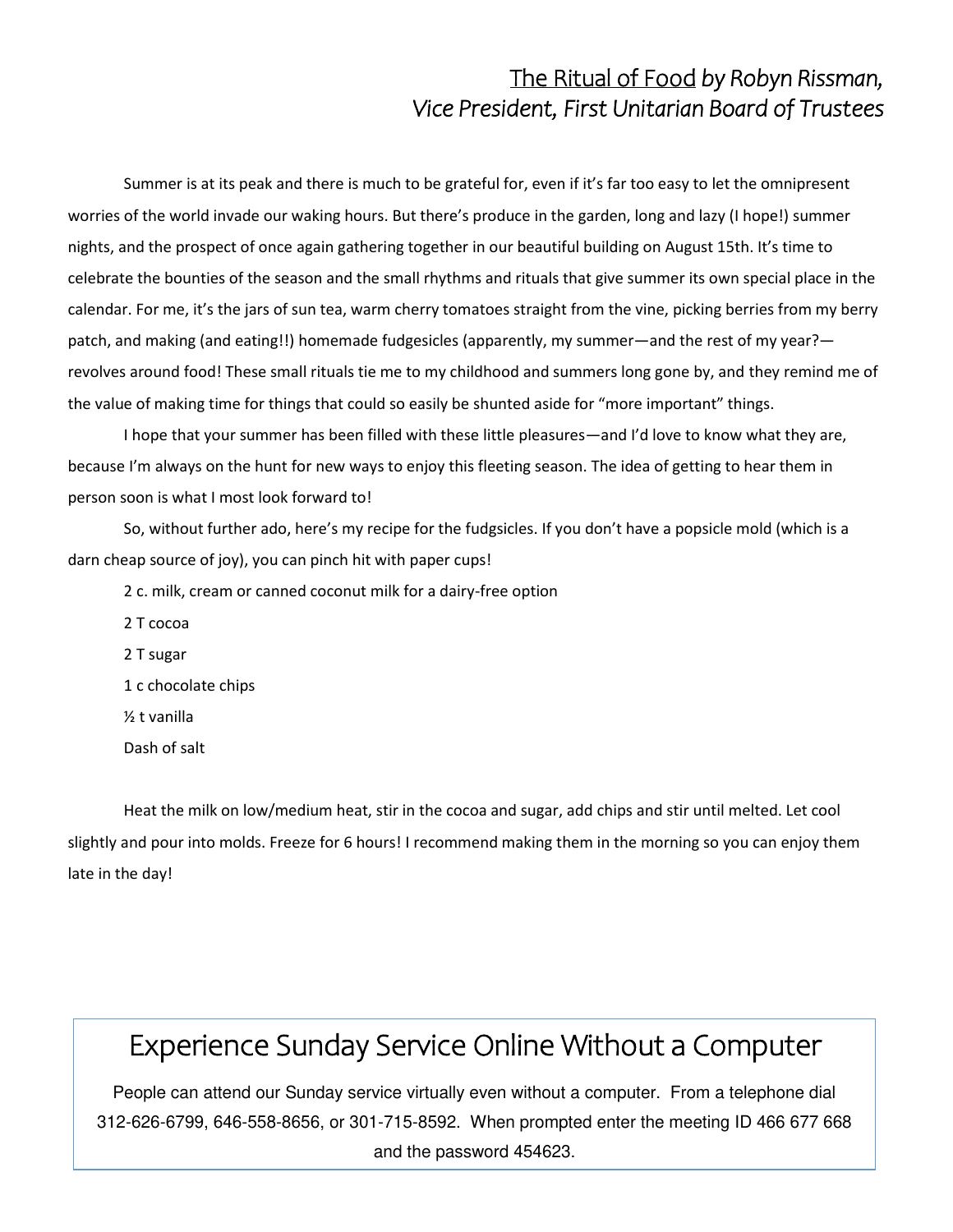## The Ritual of Food *by Robyn Rissman, Vice President, First Unitarian Board of Trustees*

Summer is at its peak and there is much to be grateful for, even if it's far too easy to let the omnipresent worries of the world invade our waking hours. But there's produce in the garden, long and lazy (I hope!) summer nights, and the prospect of once again gathering together in our beautiful building on August 15th. It's time to celebrate the bounties of the season and the small rhythms and rituals that give summer its own special place in the calendar. For me, it's the jars of sun tea, warm cherry tomatoes straight from the vine, picking berries from my berry patch, and making (and eating!!) homemade fudgesicles (apparently, my summer—and the rest of my year?—revolves around food! These small rituals tie me to my childhood and summers long gone by, and they remind me of the value of making time for things that could so easily be shunted aside for "more important" things.

I hope that your summer has been filled with these little pleasures—and I'd love to know what they are, because I'm always on the hunt for new ways to enjoy this fleeting season. The idea of getting to hear them in person soon is what I most look forward to!

So, without further ado, here's my recipe for the fudgsicles. If you don't have a popsicle mold (which is a darn cheap source of joy), you can pinch hit with paper cups!

2 c. milk, cream or canned coconut milk for a dairy-free option

2 T cocoa

2 T sugar

1 c chocolate chips

½ t vanilla

Dash of salt

Heat the milk on low/medium heat, stir in the cocoa and sugar, add chips and stir until melted. Let cool slightly and pour into molds. Freeze for 6 hours! I recommend making them in the morning so you can enjoy them late in the day!

## Experience Sunday Service Online Without a Computer

People can attend our Sunday service virtually even without a computer. From a telephone dial 312-626-6799, 646-558-8656, or 301-715-8592. When prompted enter the meeting ID 466 677 668 and the password 454623.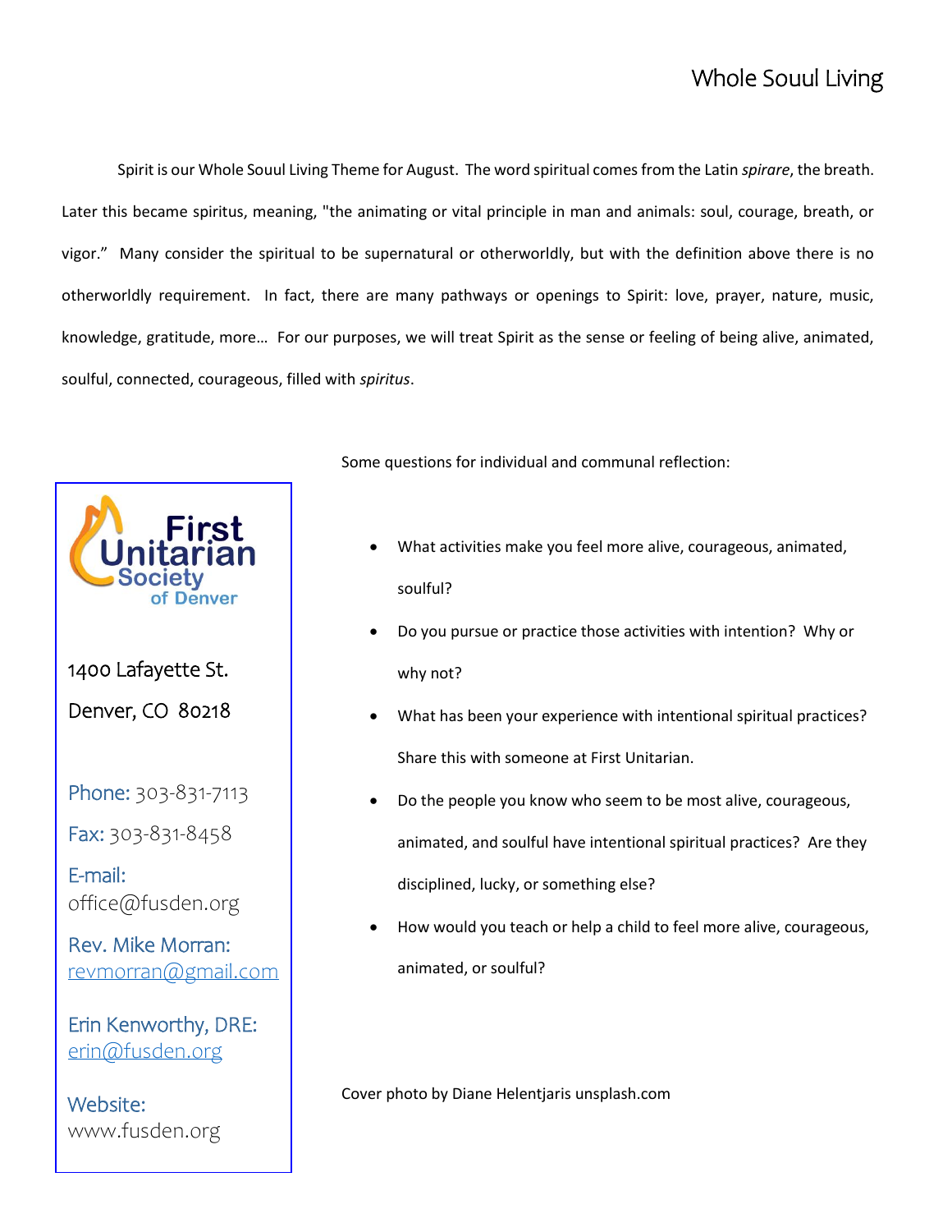# Whole Souul Living

Spirit is our Whole Souul Living Theme for August. The word spiritual comes from the Latin *spirare*, the breath. Later this became spiritus, meaning, "the animating or vital principle in man and animals: soul, courage, breath, or vigor." Many consider the spiritual to be supernatural or otherworldly, but with the definition above there is no otherworldly requirement. In fact, there are many pathways or openings to Spirit: love, prayer, nature, music, knowledge, gratitude, more… For our purposes, we will treat Spirit as the sense or feeling of being alive, animated, soulful, connected, courageous, filled with *spiritus*.

Some questions for individual and communal reflection:

- What activities make you feel more alive, courageous, animated, soulful?
- Do you pursue or practice those activities with intention? Why or why not?
- What has been your experience with intentional spiritual practices? Share this with someone at First Unitarian.
- Do the people you know who seem to be most alive, courageous, animated, and soulful have intentional spiritual practices? Are they disciplined, lucky, or something else?
- How would you teach or help a child to feel more alive, courageous, animated, or soulful?

Cover photo by Diane Helentjaris unsplash.com

**First Unitarian Society of Denver**

1400 Lafayette St.
Denver, CO 80218

Phone: 303-831-7113

Fax: 303-831-8458

E-mail: office@fusden.org

Rev. Mike Morran: revmorran@gmail.com

Erin Kenworthy, DRE: erin@fusden.org

Website: www.fusden.org